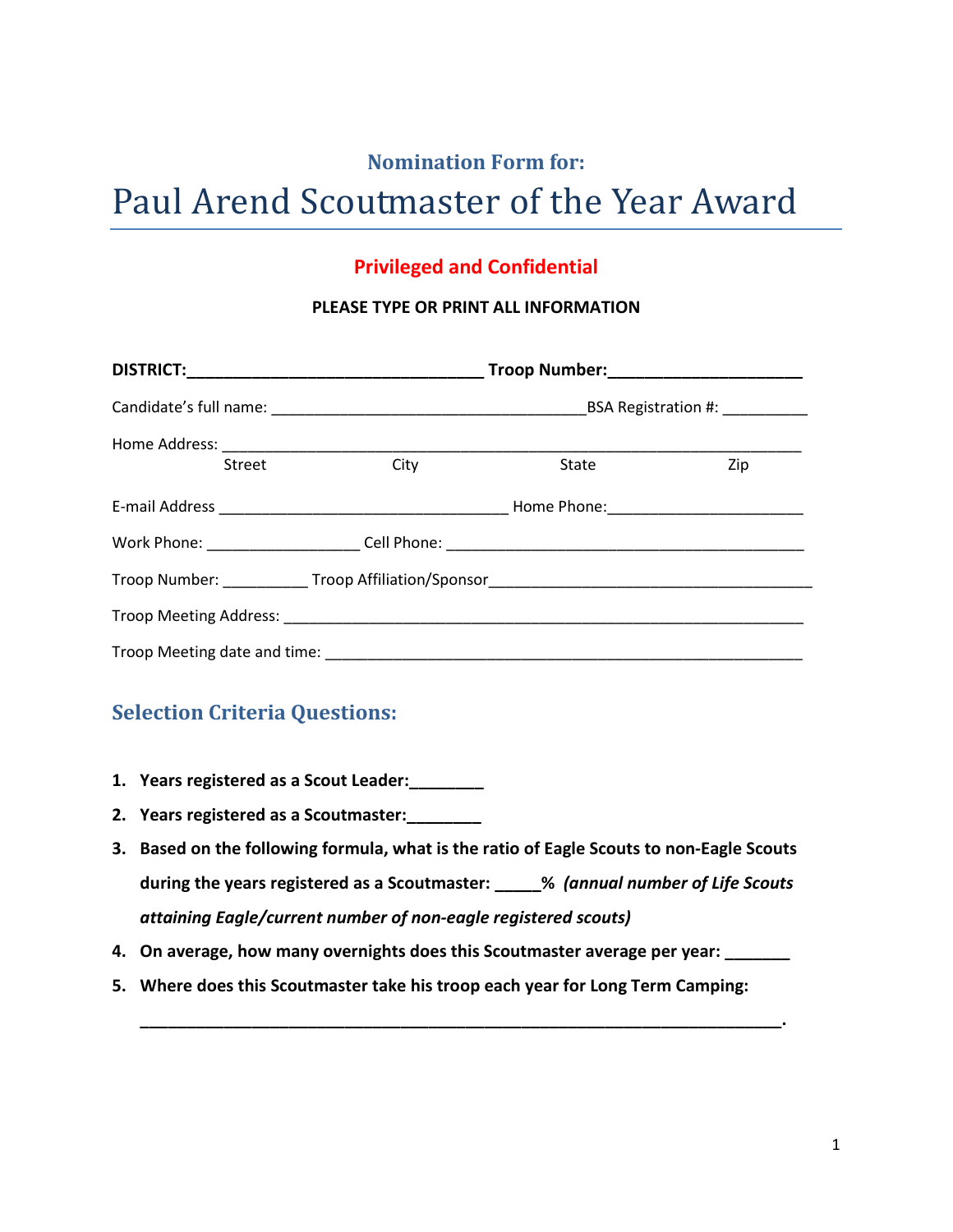### Nomination Form for:

# Paul Arend Scoutmaster of the Year Award

**Privileged and Confidential**

**PLEASE TYPE OR PRINT ALL INFORMATION**

**DISTRICT:________________________________ Troop Number:_____________________**

Candidate's full name: __________________________________BSA Registration #: __________

Home Address: ________________________________________________________________
Street City State Zip

E-mail Address ________________________________ Home Phone:______________________

Work Phone: _________________ Cell Phone: ________________________________________

Troop Number: __________ Troop Affiliation/Sponsor____________________________________

Troop Meeting Address: ___________________________________________________________

Troop Meeting date and time: _______________________________________________________

## Selection Criteria Questions:

1. **Years registered as a Scout Leader:________**
2. **Years registered as a Scoutmaster:________**
3. **Based on the following formula, what is the ratio of Eagle Scouts to non-Eagle Scouts during the years registered as a Scoutmaster: _____%** ***(annual number of Life Scouts attaining Eagle/current number of non-eagle registered scouts)***
4. **On average, how many overnights does this Scoutmaster average per year: _______**
5. **Where does this Scoutmaster take his troop each year for Long Term Camping:**

   **______________________________________________________________________.**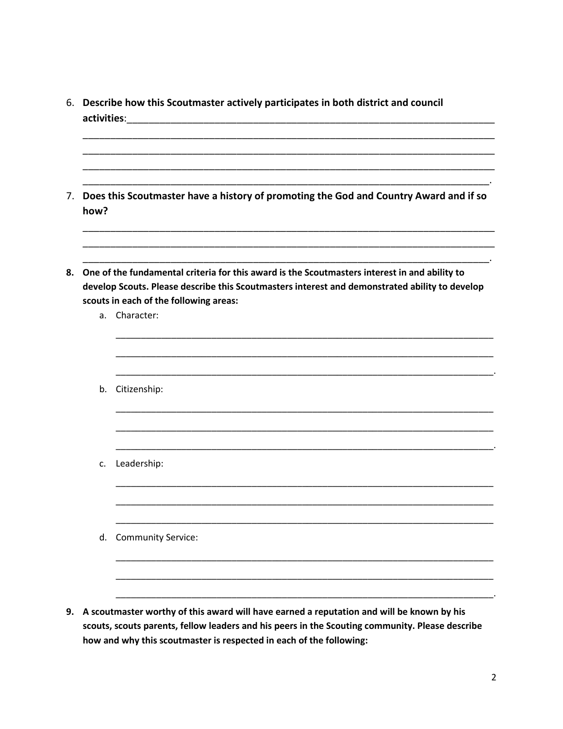6. **Describe how this Scoutmaster actively participates in both district and council activities**:\_\_\_\_\_\_\_\_\_\_\_\_\_\_\_\_\_\_\_\_\_\_\_\_\_\_\_\_\_\_\_\_\_\_\_\_\_\_\_\_\_\_\_\_\_\_\_\_\_\_\_\_\_\_\_\_\_\_\_\_\_\_\_\_\_\_\_\_\_\_\_\_
\_\_\_\_\_\_\_\_\_\_\_\_\_\_\_\_\_\_\_\_\_\_\_\_\_\_\_\_\_\_\_\_\_\_\_\_\_\_\_\_\_\_\_\_\_\_\_\_\_\_\_\_\_\_\_\_\_\_\_\_\_\_\_\_\_\_\_\_\_\_\_\_\_\_\_\_\_\_\_\_
\_\_\_\_\_\_\_\_\_\_\_\_\_\_\_\_\_\_\_\_\_\_\_\_\_\_\_\_\_\_\_\_\_\_\_\_\_\_\_\_\_\_\_\_\_\_\_\_\_\_\_\_\_\_\_\_\_\_\_\_\_\_\_\_\_\_\_\_\_\_\_\_\_\_\_\_\_\_\_\_
\_\_\_\_\_\_\_\_\_\_\_\_\_\_\_\_\_\_\_\_\_\_\_\_\_\_\_\_\_\_\_\_\_\_\_\_\_\_\_\_\_\_\_\_\_\_\_\_\_\_\_\_\_\_\_\_\_\_\_\_\_\_\_\_\_\_\_\_\_\_\_\_\_\_\_\_\_\_\_\_
\_\_\_\_\_\_\_\_\_\_\_\_\_\_\_\_\_\_\_\_\_\_\_\_\_\_\_\_\_\_\_\_\_\_\_\_\_\_\_\_\_\_\_\_\_\_\_\_\_\_\_\_\_\_\_\_\_\_\_\_\_\_\_\_\_\_\_\_\_\_\_\_\_\_\_\_\_\_\_.

7. **Does this Scoutmaster have a history of promoting the God and Country Award and if so how?**

\_\_\_\_\_\_\_\_\_\_\_\_\_\_\_\_\_\_\_\_\_\_\_\_\_\_\_\_\_\_\_\_\_\_\_\_\_\_\_\_\_\_\_\_\_\_\_\_\_\_\_\_\_\_\_\_\_\_\_\_\_\_\_\_\_\_\_\_\_\_\_\_\_\_\_\_\_\_\_\_
\_\_\_\_\_\_\_\_\_\_\_\_\_\_\_\_\_\_\_\_\_\_\_\_\_\_\_\_\_\_\_\_\_\_\_\_\_\_\_\_\_\_\_\_\_\_\_\_\_\_\_\_\_\_\_\_\_\_\_\_\_\_\_\_\_\_\_\_\_\_\_\_\_\_\_\_\_\_\_\_
\_\_\_\_\_\_\_\_\_\_\_\_\_\_\_\_\_\_\_\_\_\_\_\_\_\_\_\_\_\_\_\_\_\_\_\_\_\_\_\_\_\_\_\_\_\_\_\_\_\_\_\_\_\_\_\_\_\_\_\_\_\_\_\_\_\_\_\_\_\_\_\_\_\_\_\_\_\_\_.

8. **One of the fundamental criteria for this award is the Scoutmasters interest in and ability to develop Scouts. Please describe this Scoutmasters interest and demonstrated ability to develop scouts in each of the following areas:**
   a. Character:

   \_\_\_\_\_\_\_\_\_\_\_\_\_\_\_\_\_\_\_\_\_\_\_\_\_\_\_\_\_\_\_\_\_\_\_\_\_\_\_\_\_\_\_\_\_\_\_\_\_\_\_\_\_\_\_\_\_\_\_\_\_\_\_\_\_\_\_\_\_\_\_\_\_\_\_\_
   \_\_\_\_\_\_\_\_\_\_\_\_\_\_\_\_\_\_\_\_\_\_\_\_\_\_\_\_\_\_\_\_\_\_\_\_\_\_\_\_\_\_\_\_\_\_\_\_\_\_\_\_\_\_\_\_\_\_\_\_\_\_\_\_\_\_\_\_\_\_\_\_\_\_\_\_
   \_\_\_\_\_\_\_\_\_\_\_\_\_\_\_\_\_\_\_\_\_\_\_\_\_\_\_\_\_\_\_\_\_\_\_\_\_\_\_\_\_\_\_\_\_\_\_\_\_\_\_\_\_\_\_\_\_\_\_\_\_\_\_\_\_\_\_\_\_\_\_\_\_\_\_.

   b. Citizenship:

   \_\_\_\_\_\_\_\_\_\_\_\_\_\_\_\_\_\_\_\_\_\_\_\_\_\_\_\_\_\_\_\_\_\_\_\_\_\_\_\_\_\_\_\_\_\_\_\_\_\_\_\_\_\_\_\_\_\_\_\_\_\_\_\_\_\_\_\_\_\_\_\_\_\_\_\_
   \_\_\_\_\_\_\_\_\_\_\_\_\_\_\_\_\_\_\_\_\_\_\_\_\_\_\_\_\_\_\_\_\_\_\_\_\_\_\_\_\_\_\_\_\_\_\_\_\_\_\_\_\_\_\_\_\_\_\_\_\_\_\_\_\_\_\_\_\_\_\_\_\_\_\_\_
   \_\_\_\_\_\_\_\_\_\_\_\_\_\_\_\_\_\_\_\_\_\_\_\_\_\_\_\_\_\_\_\_\_\_\_\_\_\_\_\_\_\_\_\_\_\_\_\_\_\_\_\_\_\_\_\_\_\_\_\_\_\_\_\_\_\_\_\_\_\_\_\_\_\_\_.

   c. Leadership:

   \_\_\_\_\_\_\_\_\_\_\_\_\_\_\_\_\_\_\_\_\_\_\_\_\_\_\_\_\_\_\_\_\_\_\_\_\_\_\_\_\_\_\_\_\_\_\_\_\_\_\_\_\_\_\_\_\_\_\_\_\_\_\_\_\_\_\_\_\_\_\_\_\_\_\_\_
   \_\_\_\_\_\_\_\_\_\_\_\_\_\_\_\_\_\_\_\_\_\_\_\_\_\_\_\_\_\_\_\_\_\_\_\_\_\_\_\_\_\_\_\_\_\_\_\_\_\_\_\_\_\_\_\_\_\_\_\_\_\_\_\_\_\_\_\_\_\_\_\_\_\_\_\_
   \_\_\_\_\_\_\_\_\_\_\_\_\_\_\_\_\_\_\_\_\_\_\_\_\_\_\_\_\_\_\_\_\_\_\_\_\_\_\_\_\_\_\_\_\_\_\_\_\_\_\_\_\_\_\_\_\_\_\_\_\_\_\_\_\_\_\_\_\_\_\_\_\_\_\_\_

   d. Community Service:

   \_\_\_\_\_\_\_\_\_\_\_\_\_\_\_\_\_\_\_\_\_\_\_\_\_\_\_\_\_\_\_\_\_\_\_\_\_\_\_\_\_\_\_\_\_\_\_\_\_\_\_\_\_\_\_\_\_\_\_\_\_\_\_\_\_\_\_\_\_\_\_\_\_\_\_\_
   \_\_\_\_\_\_\_\_\_\_\_\_\_\_\_\_\_\_\_\_\_\_\_\_\_\_\_\_\_\_\_\_\_\_\_\_\_\_\_\_\_\_\_\_\_\_\_\_\_\_\_\_\_\_\_\_\_\_\_\_\_\_\_\_\_\_\_\_\_\_\_\_\_\_\_\_
   \_\_\_\_\_\_\_\_\_\_\_\_\_\_\_\_\_\_\_\_\_\_\_\_\_\_\_\_\_\_\_\_\_\_\_\_\_\_\_\_\_\_\_\_\_\_\_\_\_\_\_\_\_\_\_\_\_\_\_\_\_\_\_\_\_\_\_\_\_\_\_\_\_\_\_.

9. **A scoutmaster worthy of this award will have earned a reputation and will be known by his scouts, scouts parents, fellow leaders and his peers in the Scouting community. Please describe how and why this scoutmaster is respected in each of the following:**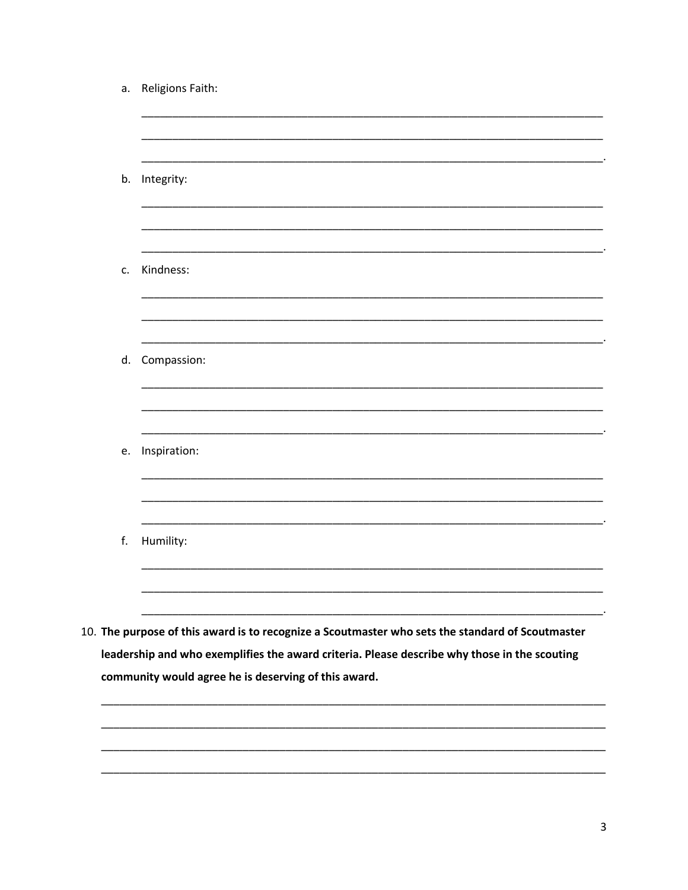a. Religions Faith:

_____________________________________________________________________________

_____________________________________________________________________________

____________________________________________________________________________.

b. Integrity:

_____________________________________________________________________________

_____________________________________________________________________________

____________________________________________________________________________.

c. Kindness:

_____________________________________________________________________________

_____________________________________________________________________________

____________________________________________________________________________.

d. Compassion:

_____________________________________________________________________________

_____________________________________________________________________________

____________________________________________________________________________.

e. Inspiration:

_____________________________________________________________________________

_____________________________________________________________________________

____________________________________________________________________________.

f. Humility:

_____________________________________________________________________________

_____________________________________________________________________________

____________________________________________________________________________.

10. **The purpose of this award is to recognize a Scoutmaster who sets the standard of Scoutmaster leadership and who exemplifies the award criteria. Please describe why those in the scouting community would agree he is deserving of this award.**

_________________________________________________________________________________

_________________________________________________________________________________

_________________________________________________________________________________

_________________________________________________________________________________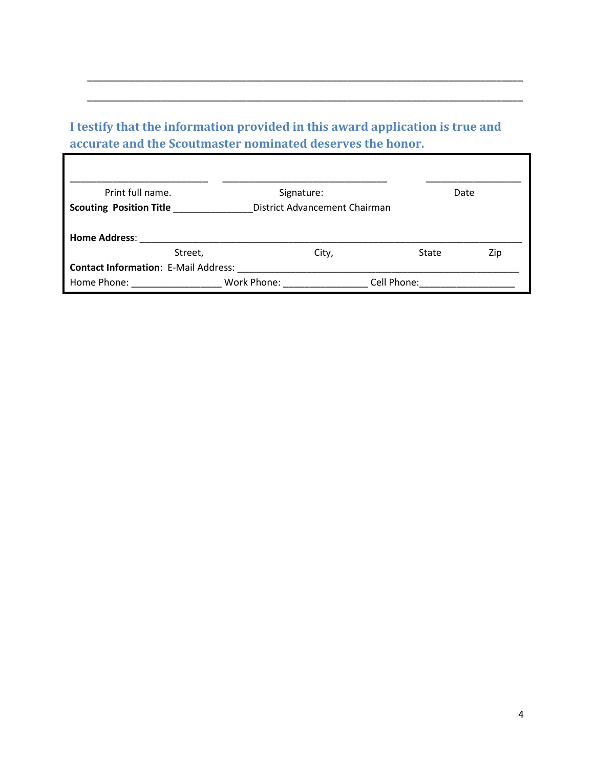\_\_\_\_\_\_\_\_\_\_\_\_\_\_\_\_\_\_\_\_\_\_\_\_\_\_\_\_\_\_\_\_\_\_\_\_\_\_\_\_\_\_\_\_\_\_\_\_\_\_\_\_\_\_\_\_\_\_\_\_\_\_\_\_\_\_\_\_\_\_\_\_\_\_\_\_\_\_\_\_

\_\_\_\_\_\_\_\_\_\_\_\_\_\_\_\_\_\_\_\_\_\_\_\_\_\_\_\_\_\_\_\_\_\_\_\_\_\_\_\_\_\_\_\_\_\_\_\_\_\_\_\_\_\_\_\_\_\_\_\_\_\_\_\_\_\_\_\_\_\_\_\_\_\_\_\_\_\_\_\_

**I testify that the information provided in this award application is true and accurate and the Scoutmaster nominated deserves the honor.**

\_\_\_\_\_\_\_\_\_\_\_\_\_\_\_\_\_\_\_\_\_\_\_\_\_\_ \_\_\_\_\_\_\_\_\_\_\_\_\_\_\_\_\_\_\_\_\_\_\_\_\_\_\_\_\_\_\_ \_\_\_\_\_\_\_\_\_\_\_\_\_\_\_\_\_\_

Print full name. Signature: Date

**Scouting Position Title** \_\_\_\_\_\_\_\_\_\_\_\_\_\_\_District Advancement Chairman

**Home Address**: \_\_\_\_\_\_\_\_\_\_\_\_\_\_\_\_\_\_\_\_\_\_\_\_\_\_\_\_\_\_\_\_\_\_\_\_\_\_\_\_\_\_\_\_\_\_\_\_\_\_\_\_\_\_\_\_\_\_\_\_\_\_\_\_\_\_\_\_\_\_

Street, City, State Zip

**Contact Information**: E-Mail Address: \_\_\_\_\_\_\_\_\_\_\_\_\_\_\_\_\_\_\_\_\_\_\_\_\_\_\_\_\_\_\_\_\_\_\_\_\_\_\_\_\_\_\_\_\_\_\_\_\_\_\_\_

Home Phone: \_\_\_\_\_\_\_\_\_\_\_\_\_\_\_\_\_ Work Phone: \_\_\_\_\_\_\_\_\_\_\_\_\_\_\_\_ Cell Phone:\_\_\_\_\_\_\_\_\_\_\_\_\_\_\_\_\_\_